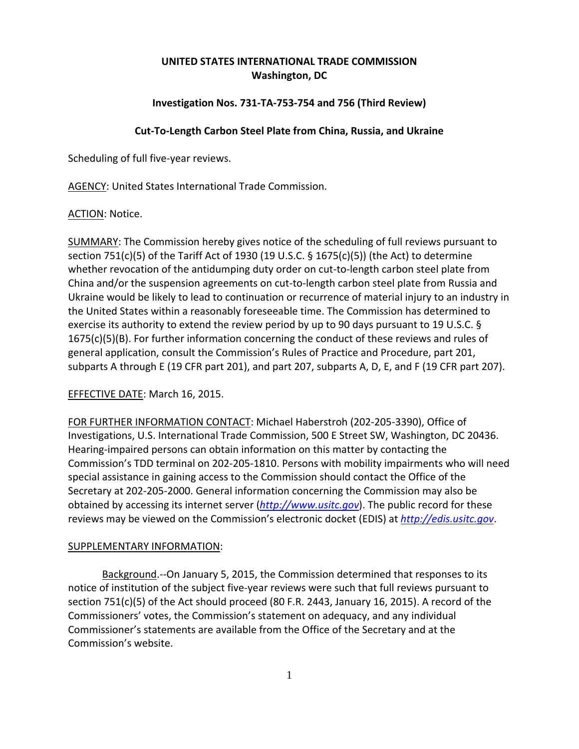**UNITED STATES INTERNATIONAL TRADE COMMISSION**
**Washington, DC**

**Investigation Nos. 731-TA-753-754 and 756 (Third Review)**

**Cut-To-Length Carbon Steel Plate from China, Russia, and Ukraine**

Scheduling of full five-year reviews.

AGENCY: United States International Trade Commission.

ACTION: Notice.

SUMMARY: The Commission hereby gives notice of the scheduling of full reviews pursuant to section 751(c)(5) of the Tariff Act of 1930 (19 U.S.C. § 1675(c)(5)) (the Act) to determine whether revocation of the antidumping duty order on cut-to-length carbon steel plate from China and/or the suspension agreements on cut-to-length carbon steel plate from Russia and Ukraine would be likely to lead to continuation or recurrence of material injury to an industry in the United States within a reasonably foreseeable time. The Commission has determined to exercise its authority to extend the review period by up to 90 days pursuant to 19 U.S.C. § 1675(c)(5)(B). For further information concerning the conduct of these reviews and rules of general application, consult the Commission's Rules of Practice and Procedure, part 201, subparts A through E (19 CFR part 201), and part 207, subparts A, D, E, and F (19 CFR part 207).

EFFECTIVE DATE: March 16, 2015.

FOR FURTHER INFORMATION CONTACT: Michael Haberstroh (202-205-3390), Office of Investigations, U.S. International Trade Commission, 500 E Street SW, Washington, DC 20436. Hearing-impaired persons can obtain information on this matter by contacting the Commission's TDD terminal on 202-205-1810. Persons with mobility impairments who will need special assistance in gaining access to the Commission should contact the Office of the Secretary at 202-205-2000. General information concerning the Commission may also be obtained by accessing its internet server (*http://www.usitc.gov*). The public record for these reviews may be viewed on the Commission's electronic docket (EDIS) at *http://edis.usitc.gov*.

SUPPLEMENTARY INFORMATION:

Background.--On January 5, 2015, the Commission determined that responses to its notice of institution of the subject five-year reviews were such that full reviews pursuant to section 751(c)(5) of the Act should proceed (80 F.R. 2443, January 16, 2015). A record of the Commissioners' votes, the Commission's statement on adequacy, and any individual Commissioner's statements are available from the Office of the Secretary and at the Commission's website.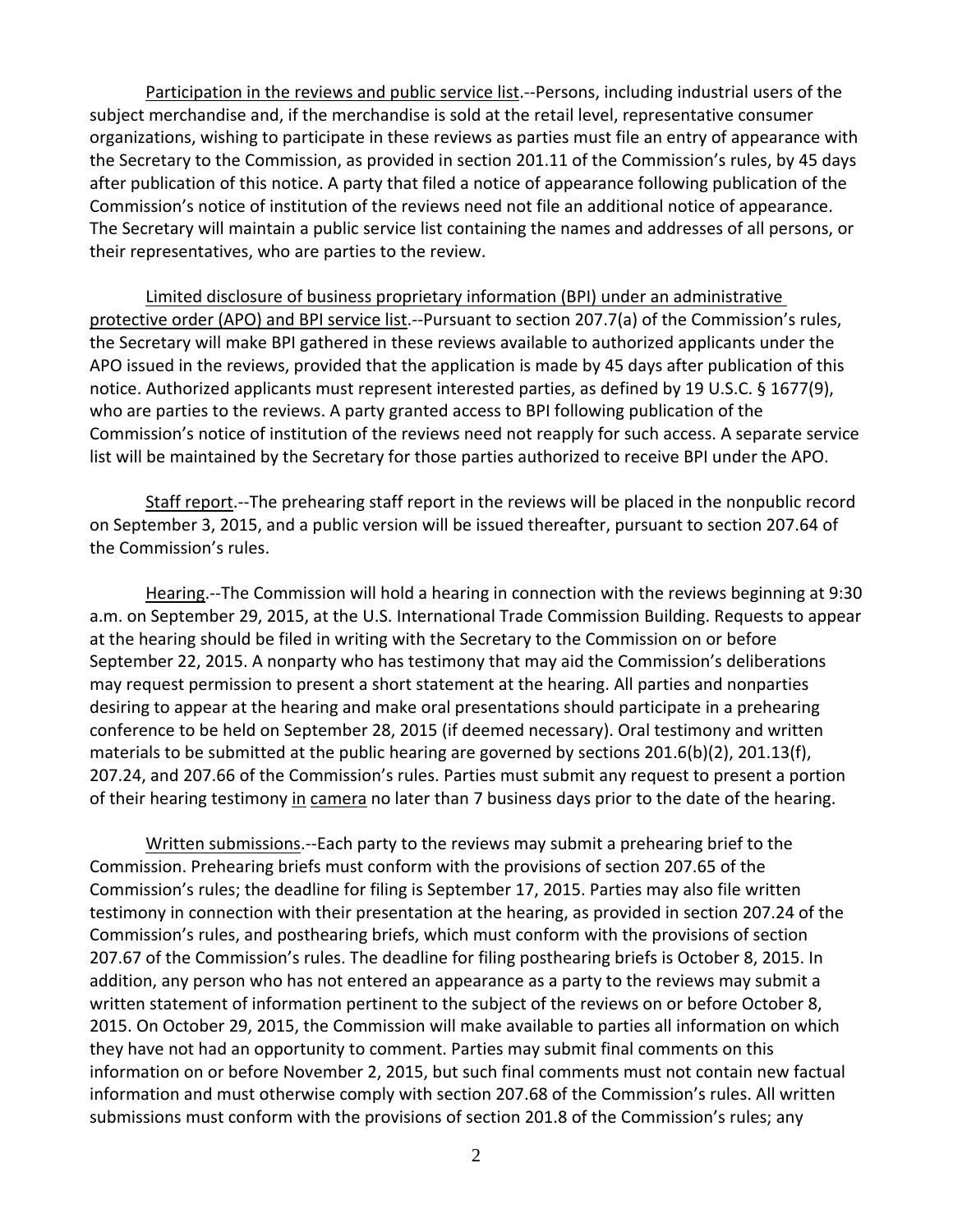Participation in the reviews and public service list.--Persons, including industrial users of the subject merchandise and, if the merchandise is sold at the retail level, representative consumer organizations, wishing to participate in these reviews as parties must file an entry of appearance with the Secretary to the Commission, as provided in section 201.11 of the Commission's rules, by 45 days after publication of this notice. A party that filed a notice of appearance following publication of the Commission's notice of institution of the reviews need not file an additional notice of appearance. The Secretary will maintain a public service list containing the names and addresses of all persons, or their representatives, who are parties to the review.

Limited disclosure of business proprietary information (BPI) under an administrative protective order (APO) and BPI service list.--Pursuant to section 207.7(a) of the Commission's rules, the Secretary will make BPI gathered in these reviews available to authorized applicants under the APO issued in the reviews, provided that the application is made by 45 days after publication of this notice. Authorized applicants must represent interested parties, as defined by 19 U.S.C. § 1677(9), who are parties to the reviews. A party granted access to BPI following publication of the Commission's notice of institution of the reviews need not reapply for such access. A separate service list will be maintained by the Secretary for those parties authorized to receive BPI under the APO.

Staff report.--The prehearing staff report in the reviews will be placed in the nonpublic record on September 3, 2015, and a public version will be issued thereafter, pursuant to section 207.64 of the Commission's rules.

Hearing.--The Commission will hold a hearing in connection with the reviews beginning at 9:30 a.m. on September 29, 2015, at the U.S. International Trade Commission Building. Requests to appear at the hearing should be filed in writing with the Secretary to the Commission on or before September 22, 2015. A nonparty who has testimony that may aid the Commission's deliberations may request permission to present a short statement at the hearing. All parties and nonparties desiring to appear at the hearing and make oral presentations should participate in a prehearing conference to be held on September 28, 2015 (if deemed necessary). Oral testimony and written materials to be submitted at the public hearing are governed by sections 201.6(b)(2), 201.13(f), 207.24, and 207.66 of the Commission's rules. Parties must submit any request to present a portion of their hearing testimony in camera no later than 7 business days prior to the date of the hearing.

Written submissions.--Each party to the reviews may submit a prehearing brief to the Commission. Prehearing briefs must conform with the provisions of section 207.65 of the Commission's rules; the deadline for filing is September 17, 2015. Parties may also file written testimony in connection with their presentation at the hearing, as provided in section 207.24 of the Commission's rules, and posthearing briefs, which must conform with the provisions of section 207.67 of the Commission's rules. The deadline for filing posthearing briefs is October 8, 2015. In addition, any person who has not entered an appearance as a party to the reviews may submit a written statement of information pertinent to the subject of the reviews on or before October 8, 2015. On October 29, 2015, the Commission will make available to parties all information on which they have not had an opportunity to comment. Parties may submit final comments on this information on or before November 2, 2015, but such final comments must not contain new factual information and must otherwise comply with section 207.68 of the Commission's rules. All written submissions must conform with the provisions of section 201.8 of the Commission's rules; any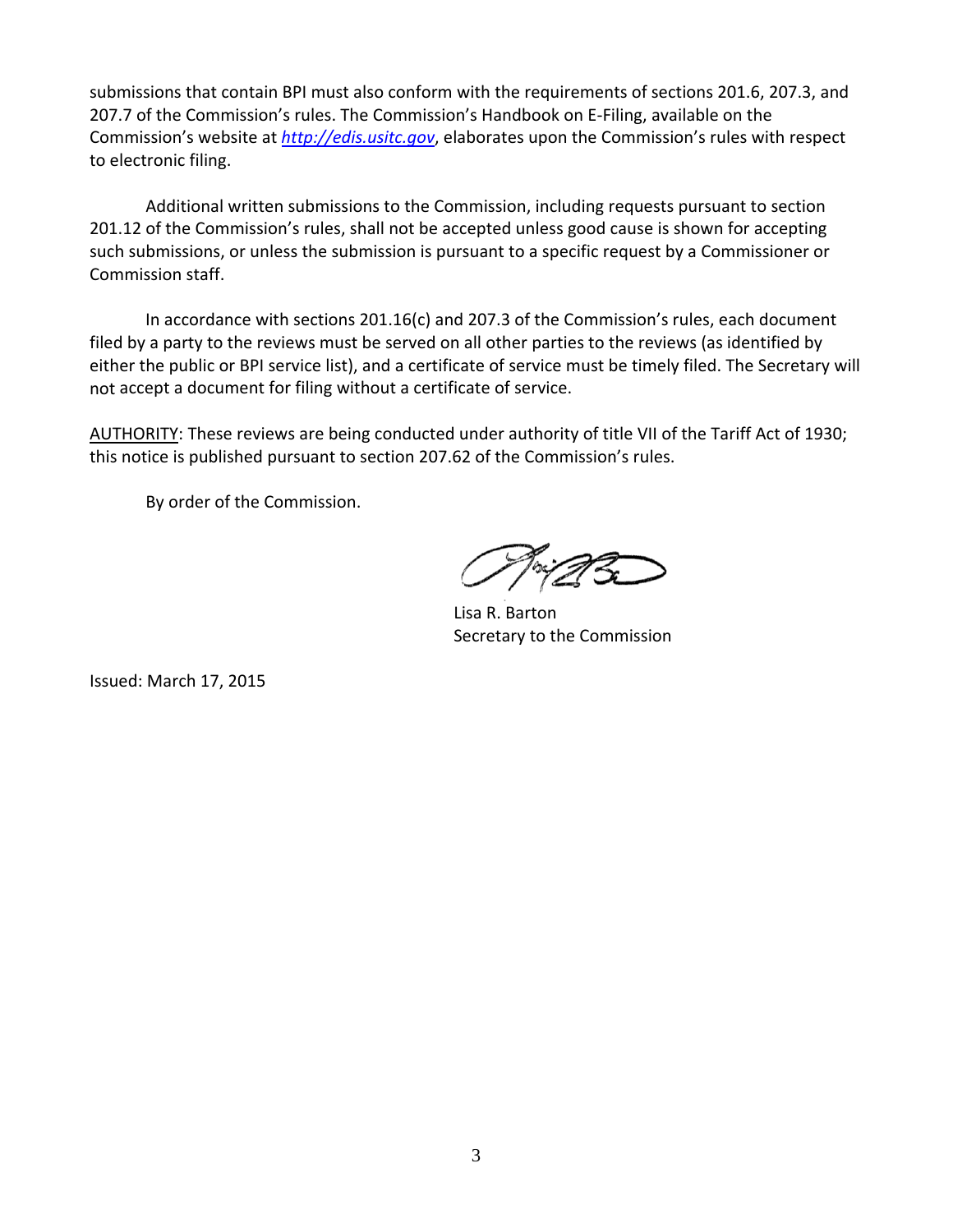submissions that contain BPI must also conform with the requirements of sections 201.6, 207.3, and 207.7 of the Commission's rules. The Commission's Handbook on E-Filing, available on the Commission's website at *http://edis.usitc.gov*, elaborates upon the Commission's rules with respect to electronic filing.

Additional written submissions to the Commission, including requests pursuant to section 201.12 of the Commission's rules, shall not be accepted unless good cause is shown for accepting such submissions, or unless the submission is pursuant to a specific request by a Commissioner or Commission staff.

In accordance with sections 201.16(c) and 207.3 of the Commission's rules, each document filed by a party to the reviews must be served on all other parties to the reviews (as identified by either the public or BPI service list), and a certificate of service must be timely filed. The Secretary will not accept a document for filing without a certificate of service.

AUTHORITY: These reviews are being conducted under authority of title VII of the Tariff Act of 1930; this notice is published pursuant to section 207.62 of the Commission's rules.

By order of the Commission.

Lisa R. Barton
Secretary to the Commission

Issued: March 17, 2015